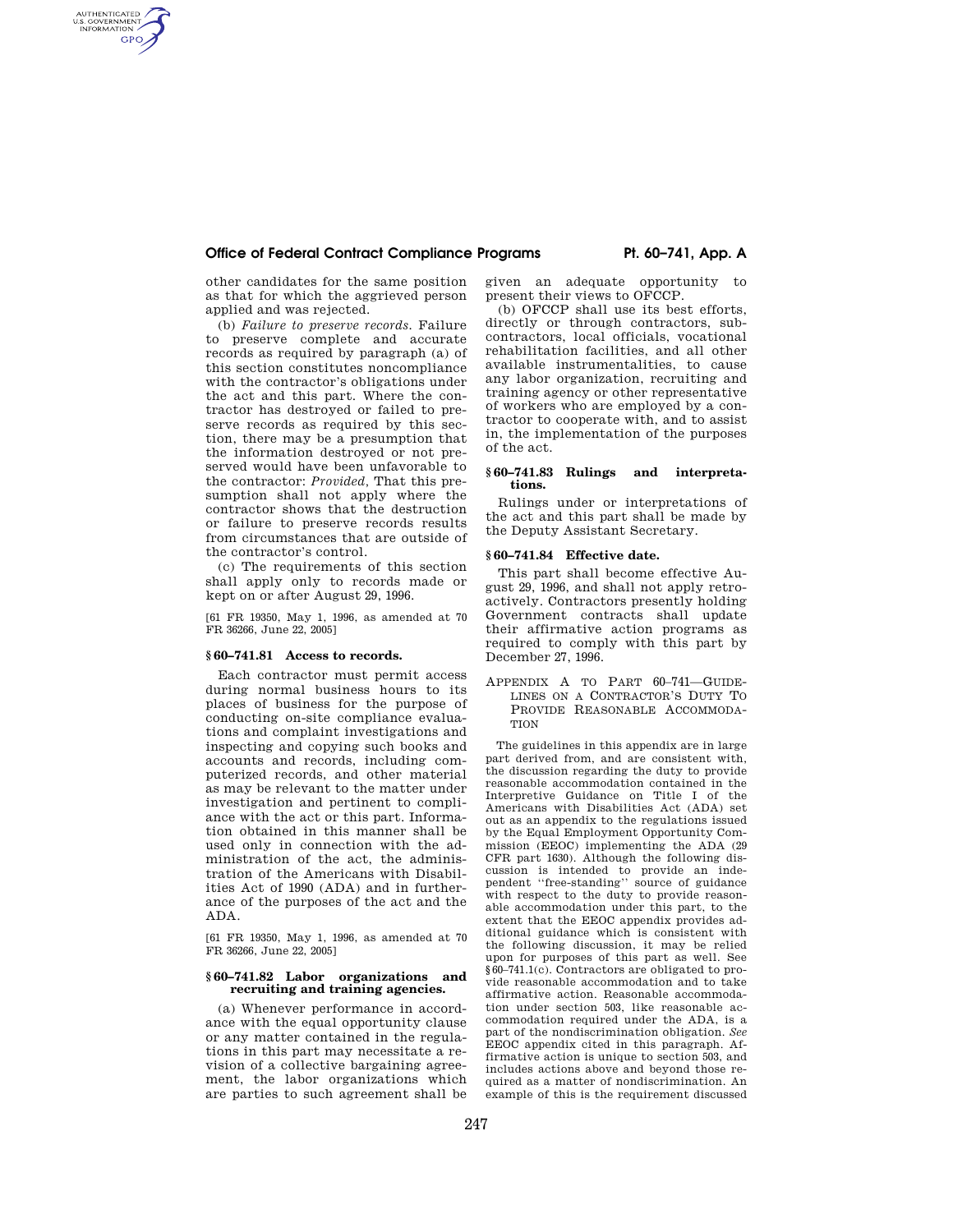other candidates for the same position as that for which the aggrieved person applied and was rejected.

(b) *Failure to preserve records.* Failure to preserve complete and accurate records as required by paragraph (a) of this section constitutes noncompliance with the contractor's obligations under the act and this part. Where the contractor has destroyed or failed to preserve records as required by this section, there may be a presumption that the information destroyed or not preserved would have been unfavorable to the contractor: *Provided,* That this presumption shall not apply where the contractor shows that the destruction or failure to preserve records results from circumstances that are outside of the contractor's control.

(c) The requirements of this section shall apply only to records made or kept on or after August 29, 1996.

[61 FR 19350, May 1, 1996, as amended at 70 FR 36266, June 22, 2005]

### § 60–741.81 Access to records.

Each contractor must permit access during normal business hours to its places of business for the purpose of conducting on-site compliance evaluations and complaint investigations and inspecting and copying such books and accounts and records, including computerized records, and other material as may be relevant to the matter under investigation and pertinent to compliance with the act or this part. Information obtained in this manner shall be used only in connection with the administration of the act, the administration of the Americans with Disabilities Act of 1990 (ADA) and in furtherance of the purposes of the act and the ADA.

[61 FR 19350, May 1, 1996, as amended at 70 FR 36266, June 22, 2005]

### § 60–741.82 Labor organizations and recruiting and training agencies.

(a) Whenever performance in accordance with the equal opportunity clause or any matter contained in the regulations in this part may necessitate a revision of a collective bargaining agreement, the labor organizations which are parties to such agreement shall be given an adequate opportunity to present their views to OFCCP.

(b) OFCCP shall use its best efforts, directly or through contractors, subcontractors, local officials, vocational rehabilitation facilities, and all other available instrumentalities, to cause any labor organization, recruiting and training agency or other representative of workers who are employed by a contractor to cooperate with, and to assist in, the implementation of the purposes of the act.

### § 60–741.83 Rulings and interpretations.

Rulings under or interpretations of the act and this part shall be made by the Deputy Assistant Secretary.

### § 60–741.84 Effective date.

This part shall become effective August 29, 1996, and shall not apply retroactively. Contractors presently holding Government contracts shall update their affirmative action programs as required to comply with this part by December 27, 1996.

## Appendix A to Part 60–741—Guidelines on a Contractor's Duty To Provide Reasonable Accommodation

The guidelines in this appendix are in large part derived from, and are consistent with, the discussion regarding the duty to provide reasonable accommodation contained in the Interpretive Guidance on Title I of the Americans with Disabilities Act (ADA) set out as an appendix to the regulations issued by the Equal Employment Opportunity Commission (EEOC) implementing the ADA (29 CFR part 1630). Although the following discussion is intended to provide an independent "free-standing" source of guidance with respect to the duty to provide reasonable accommodation under this part, to the extent that the EEOC appendix provides additional guidance which is consistent with the following discussion, it may be relied upon for purposes of this part as well. See §60–741.1(c). Contractors are obligated to provide reasonable accommodation and to take affirmative action. Reasonable accommodation under section 503, like reasonable accommodation required under the ADA, is a part of the nondiscrimination obligation. *See* EEOC appendix cited in this paragraph. Affirmative action is unique to section 503, and includes actions above and beyond those required as a matter of nondiscrimination. An example of this is the requirement discussed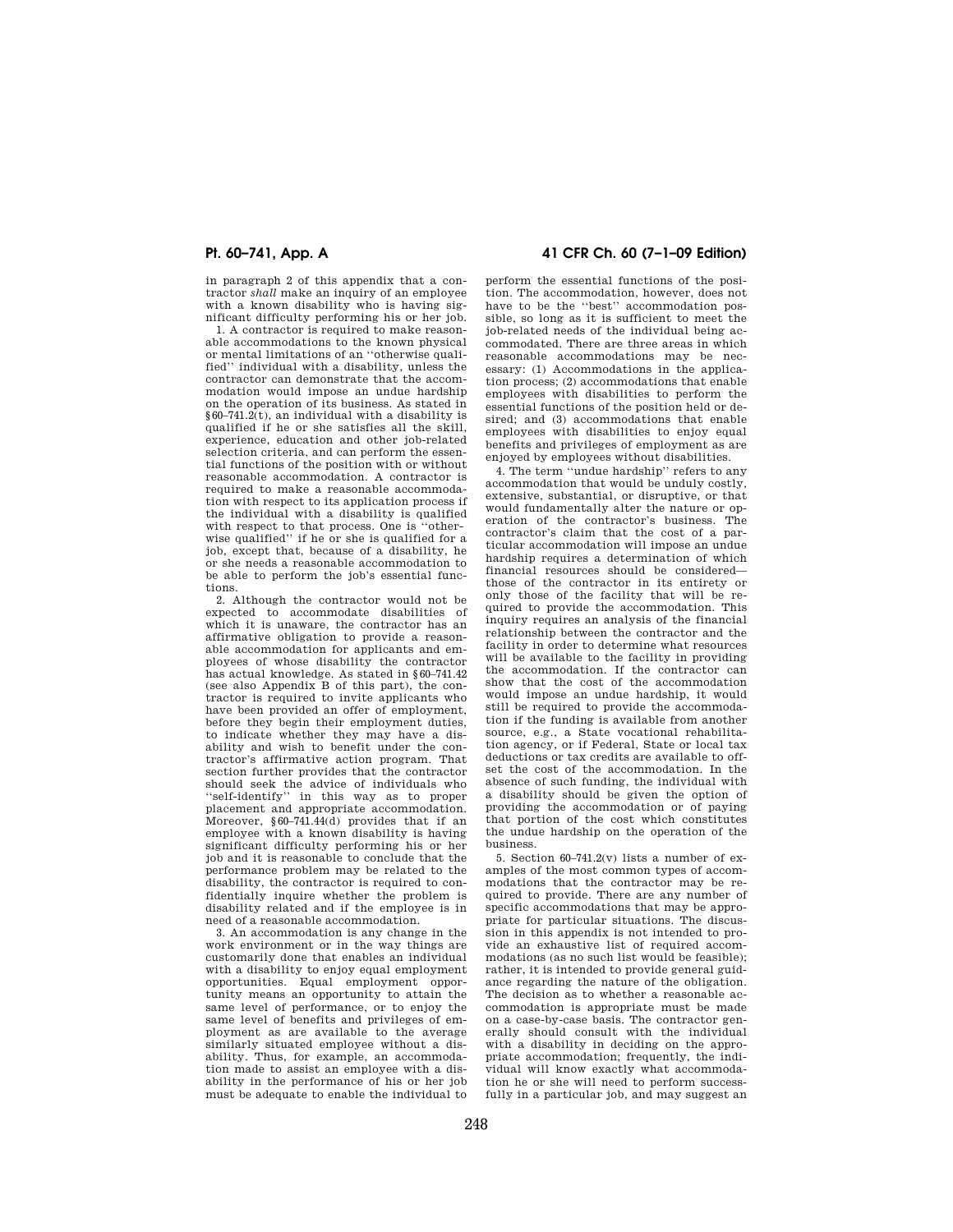in paragraph 2 of this appendix that a contractor *shall* make an inquiry of an employee with a known disability who is having significant difficulty performing his or her job.

1. A contractor is required to make reasonable accommodations to the known physical or mental limitations of an ''otherwise qualified'' individual with a disability, unless the contractor can demonstrate that the accommodation would impose an undue hardship on the operation of its business. As stated in §60–741.2(t), an individual with a disability is qualified if he or she satisfies all the skill, experience, education and other job-related selection criteria, and can perform the essential functions of the position with or without reasonable accommodation. A contractor is required to make a reasonable accommodation with respect to its application process if the individual with a disability is qualified with respect to that process. One is ''otherwise qualified'' if he or she is qualified for a job, except that, because of a disability, he or she needs a reasonable accommodation to be able to perform the job's essential functions.

2. Although the contractor would not be expected to accommodate disabilities of which it is unaware, the contractor has an affirmative obligation to provide a reasonable accommodation for applicants and employees of whose disability the contractor has actual knowledge. As stated in §60–741.42 (see also Appendix B of this part), the contractor is required to invite applicants who have been provided an offer of employment, before they begin their employment duties, to indicate whether they may have a disability and wish to benefit under the contractor's affirmative action program. That section further provides that the contractor should seek the advice of individuals who ''self-identify'' in this way as to proper placement and appropriate accommodation. Moreover, §60–741.44(d) provides that if an employee with a known disability is having significant difficulty performing his or her job and it is reasonable to conclude that the performance problem may be related to the disability, the contractor is required to confidentially inquire whether the problem is disability related and if the employee is in need of a reasonable accommodation.

3. An accommodation is any change in the work environment or in the way things are customarily done that enables an individual with a disability to enjoy equal employment opportunities. Equal employment opportunity means an opportunity to attain the same level of performance, or to enjoy the same level of benefits and privileges of employment as are available to the average similarly situated employee without a disability. Thus, for example, an accommodation made to assist an employee with a disability in the performance of his or her job must be adequate to enable the individual to perform the essential functions of the position. The accommodation, however, does not have to be the ''best'' accommodation possible, so long as it is sufficient to meet the job-related needs of the individual being accommodated. There are three areas in which reasonable accommodations may be necessary: (1) Accommodations in the application process; (2) accommodations that enable employees with disabilities to perform the essential functions of the position held or desired; and (3) accommodations that enable employees with disabilities to enjoy equal benefits and privileges of employment as are enjoyed by employees without disabilities.

4. The term ''undue hardship'' refers to any accommodation that would be unduly costly, extensive, substantial, or disruptive, or that would fundamentally alter the nature or operation of the contractor's business. The contractor's claim that the cost of a particular accommodation will impose an undue hardship requires a determination of which financial resources should be considered—those of the contractor in its entirety or only those of the facility that will be required to provide the accommodation. This inquiry requires an analysis of the financial relationship between the contractor and the facility in order to determine what resources will be available to the facility in providing the accommodation. If the contractor can show that the cost of the accommodation would impose an undue hardship, it would still be required to provide the accommodation if the funding is available from another source, e.g., a State vocational rehabilitation agency, or if Federal, State or local tax deductions or tax credits are available to offset the cost of the accommodation. In the absence of such funding, the individual with a disability should be given the option of providing the accommodation or of paying that portion of the cost which constitutes the undue hardship on the operation of the business.

5. Section 60–741.2(v) lists a number of examples of the most common types of accommodations that the contractor may be required to provide. There are any number of specific accommodations that may be appropriate for particular situations. The discussion in this appendix is not intended to provide an exhaustive list of required accommodations (as no such list would be feasible); rather, it is intended to provide general guidance regarding the nature of the obligation. The decision as to whether a reasonable accommodation is appropriate must be made on a case-by-case basis. The contractor generally should consult with the individual with a disability in deciding on the appropriate accommodation; frequently, the individual will know exactly what accommodation he or she will need to perform successfully in a particular job, and may suggest an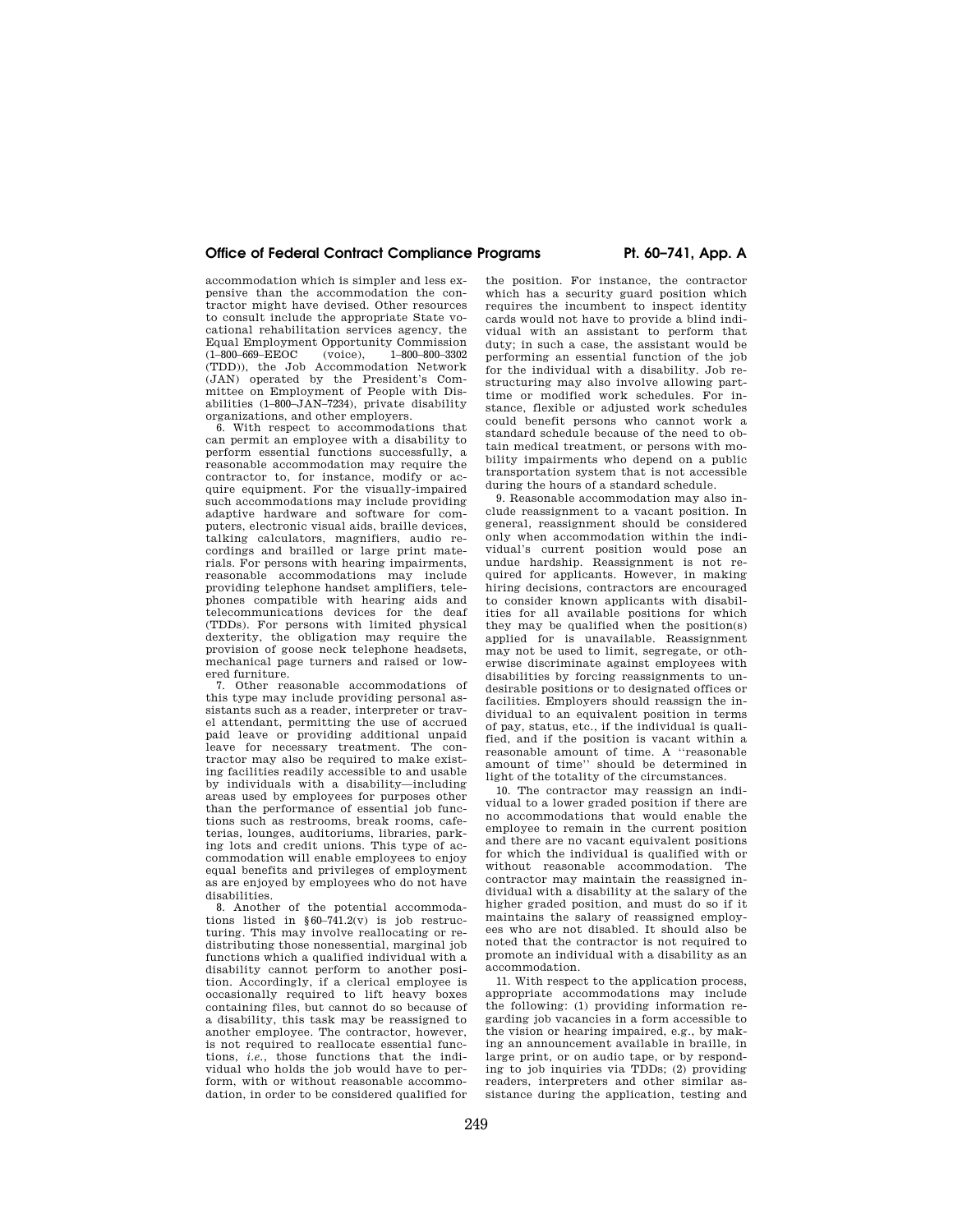accommodation which is simpler and less expensive than the accommodation the contractor might have devised. Other resources to consult include the appropriate State vocational rehabilitation services agency, the Equal Employment Opportunity Commission (1–800–669–EEOC (voice), 1–800–800–3302 (TDD)), the Job Accommodation Network (JAN) operated by the President's Committee on Employment of People with Disabilities (1–800–JAN–7234), private disability organizations, and other employers.

6. With respect to accommodations that can permit an employee with a disability to perform essential functions successfully, a reasonable accommodation may require the contractor to, for instance, modify or acquire equipment. For the visually-impaired such accommodations may include providing adaptive hardware and software for computers, electronic visual aids, braille devices, talking calculators, magnifiers, audio recordings and brailled or large print materials. For persons with hearing impairments, reasonable accommodations may include providing telephone handset amplifiers, telephones compatible with hearing aids and telecommunications devices for the deaf (TDDs). For persons with limited physical dexterity, the obligation may require the provision of goose neck telephone headsets, mechanical page turners and raised or lowered furniture.

7. Other reasonable accommodations of this type may include providing personal assistants such as a reader, interpreter or travel attendant, permitting the use of accrued paid leave or providing additional unpaid leave for necessary treatment. The contractor may also be required to make existing facilities readily accessible to and usable by individuals with a disability—including areas used by employees for purposes other than the performance of essential job functions such as restrooms, break rooms, cafeterias, lounges, auditoriums, libraries, parking lots and credit unions. This type of accommodation will enable employees to enjoy equal benefits and privileges of employment as are enjoyed by employees who do not have disabilities.

8. Another of the potential accommodations listed in §60–741.2(v) is job restructuring. This may involve reallocating or redistributing those nonessential, marginal job functions which a qualified individual with a disability cannot perform to another position. Accordingly, if a clerical employee is occasionally required to lift heavy boxes containing files, but cannot do so because of a disability, this task may be reassigned to another employee. The contractor, however, is not required to reallocate essential functions, *i.e.*, those functions that the individual who holds the job would have to perform, with or without reasonable accommodation, in order to be considered qualified for the position. For instance, the contractor which has a security guard position which requires the incumbent to inspect identity cards would not have to provide a blind individual with an assistant to perform that duty; in such a case, the assistant would be performing an essential function of the job for the individual with a disability. Job restructuring may also involve allowing part-time or modified work schedules. For instance, flexible or adjusted work schedules could benefit persons who cannot work a standard schedule because of the need to obtain medical treatment, or persons with mobility impairments who depend on a public transportation system that is not accessible during the hours of a standard schedule.

9. Reasonable accommodation may also include reassignment to a vacant position. In general, reassignment should be considered only when accommodation within the individual's current position would pose an undue hardship. Reassignment is not required for applicants. However, in making hiring decisions, contractors are encouraged to consider known applicants with disabilities for all available positions for which they may be qualified when the position(s) applied for is unavailable. Reassignment may not be used to limit, segregate, or otherwise discriminate against employees with disabilities by forcing reassignments to undesirable positions or to designated offices or facilities. Employers should reassign the individual to an equivalent position in terms of pay, status, etc., if the individual is qualified, and if the position is vacant within a reasonable amount of time. A "reasonable amount of time" should be determined in light of the totality of the circumstances.

10. The contractor may reassign an individual to a lower graded position if there are no accommodations that would enable the employee to remain in the current position and there are no vacant equivalent positions for which the individual is qualified with or without reasonable accommodation. The contractor may maintain the reassigned individual with a disability at the salary of the higher graded position, and must do so if it maintains the salary of reassigned employees who are not disabled. It should also be noted that the contractor is not required to promote an individual with a disability as an accommodation.

11. With respect to the application process, appropriate accommodations may include the following: (1) providing information regarding job vacancies in a form accessible to the vision or hearing impaired, e.g., by making an announcement available in braille, in large print, or on audio tape, or by responding to job inquiries via TDDs; (2) providing readers, interpreters and other similar assistance during the application, testing and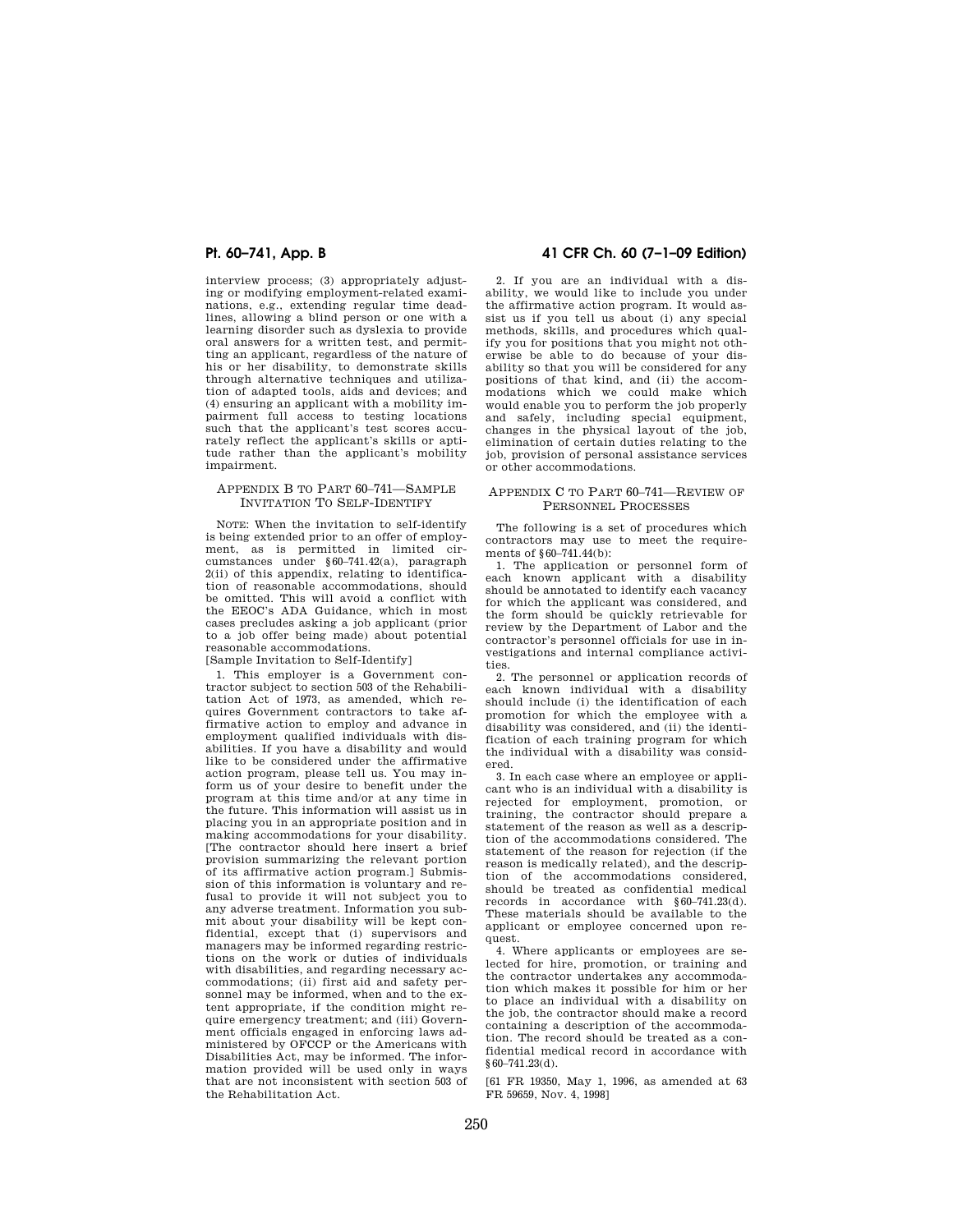interview process; (3) appropriately adjusting or modifying employment-related examinations, e.g., extending regular time deadlines, allowing a blind person or one with a learning disorder such as dyslexia to provide oral answers for a written test, and permitting an applicant, regardless of the nature of his or her disability, to demonstrate skills through alternative techniques and utilization of adapted tools, aids and devices; and (4) ensuring an applicant with a mobility impairment full access to testing locations such that the applicant's test scores accurately reflect the applicant's skills or aptitude rather than the applicant's mobility impairment.

## APPENDIX B TO PART 60–741—SAMPLE INVITATION TO SELF-IDENTIFY

NOTE: When the invitation to self-identify is being extended prior to an offer of employment, as is permitted in limited circumstances under §60–741.42(a), paragraph 2(ii) of this appendix, relating to identification of reasonable accommodations, should be omitted. This will avoid a conflict with the EEOC's ADA Guidance, which in most cases precludes asking a job applicant (prior to a job offer being made) about potential reasonable accommodations.

[Sample Invitation to Self-Identify]

1. This employer is a Government contractor subject to section 503 of the Rehabilitation Act of 1973, as amended, which requires Government contractors to take affirmative action to employ and advance in employment qualified individuals with disabilities. If you have a disability and would like to be considered under the affirmative action program, please tell us. You may inform us of your desire to benefit under the program at this time and/or at any time in the future. This information will assist us in placing you in an appropriate position and in making accommodations for your disability. [The contractor should here insert a brief provision summarizing the relevant portion of its affirmative action program.] Submission of this information is voluntary and refusal to provide it will not subject you to any adverse treatment. Information you submit about your disability will be kept confidential, except that (i) supervisors and managers may be informed regarding restrictions on the work or duties of individuals with disabilities, and regarding necessary accommodations; (ii) first aid and safety personnel may be informed, when and to the extent appropriate, if the condition might require emergency treatment; and (iii) Government officials engaged in enforcing laws administered by OFCCP or the Americans with Disabilities Act, may be informed. The information provided will be used only in ways that are not inconsistent with section 503 of the Rehabilitation Act.

2. If you are an individual with a disability, we would like to include you under the affirmative action program. It would assist us if you tell us about (i) any special methods, skills, and procedures which qualify you for positions that you might not otherwise be able to do because of your disability so that you will be considered for any positions of that kind, and (ii) the accommodations which we could make which would enable you to perform the job properly and safely, including special equipment, changes in the physical layout of the job, elimination of certain duties relating to the job, provision of personal assistance services or other accommodations.

## APPENDIX C TO PART 60–741—REVIEW OF PERSONNEL PROCESSES

The following is a set of procedures which contractors may use to meet the requirements of §60–741.44(b):

1. The application or personnel form of each known applicant with a disability should be annotated to identify each vacancy for which the applicant was considered, and the form should be quickly retrievable for review by the Department of Labor and the contractor's personnel officials for use in investigations and internal compliance activities.

2. The personnel or application records of each known individual with a disability should include (i) the identification of each promotion for which the employee with a disability was considered, and (ii) the identification of each training program for which the individual with a disability was considered.

3. In each case where an employee or applicant who is an individual with a disability is rejected for employment, promotion, or training, the contractor should prepare a statement of the reason as well as a description of the accommodations considered. The statement of the reason for rejection (if the reason is medically related), and the description of the accommodations considered, should be treated as confidential medical records in accordance with §60–741.23(d). These materials should be available to the applicant or employee concerned upon request.

4. Where applicants or employees are selected for hire, promotion, or training and the contractor undertakes any accommodation which makes it possible for him or her to place an individual with a disability on the job, the contractor should make a record containing a description of the accommodation. The record should be treated as a confidential medical record in accordance with §60–741.23(d).

[61 FR 19350, May 1, 1996, as amended at 63 FR 59659, Nov. 4, 1998]